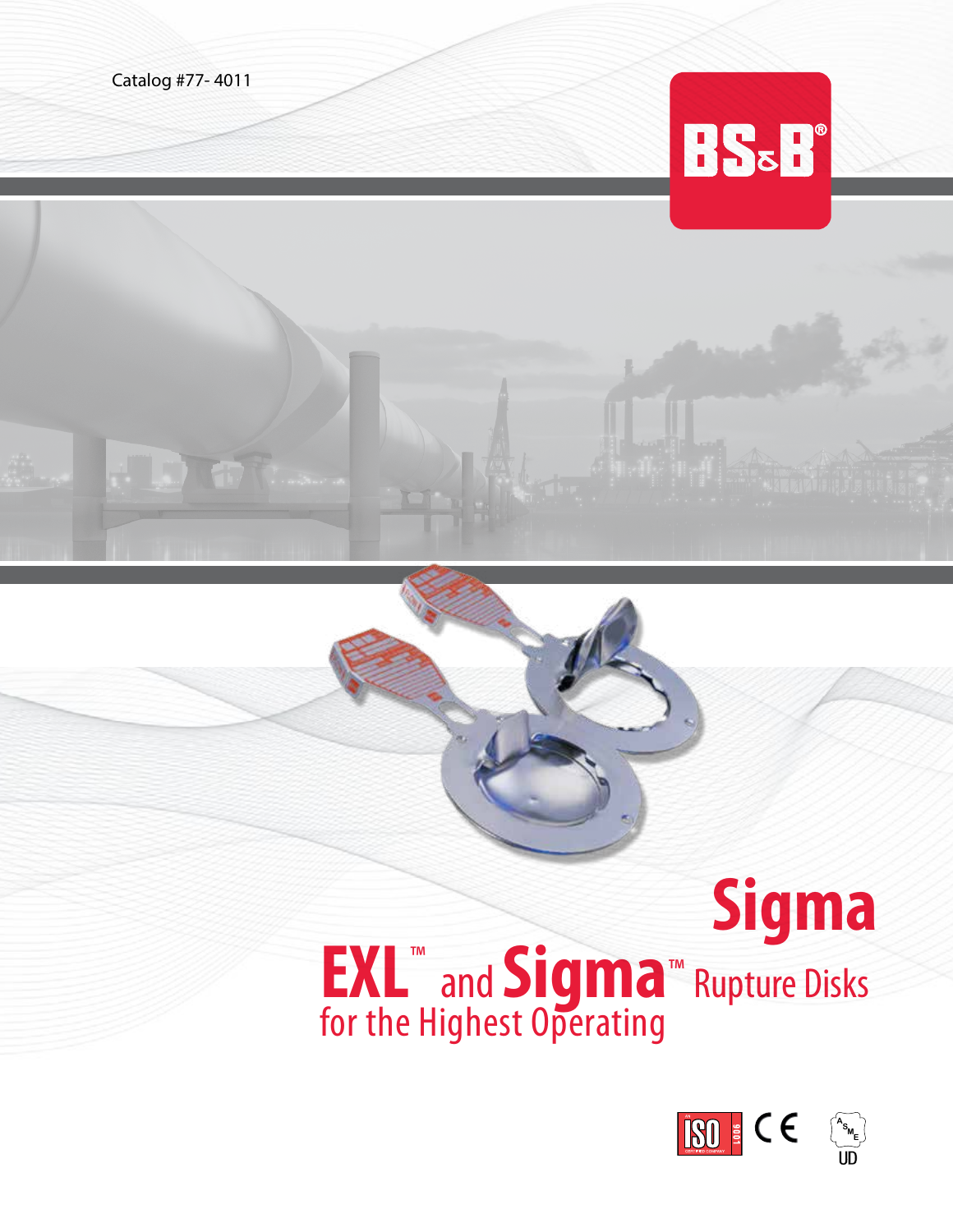Catalog #77- 4011

BS&B®

# Sigma

# EXL™ and Sigma™ Rupture Disks
## for the Highest Operating

ISO 9001 CERTIFIED COMPANY

CE

ASME UD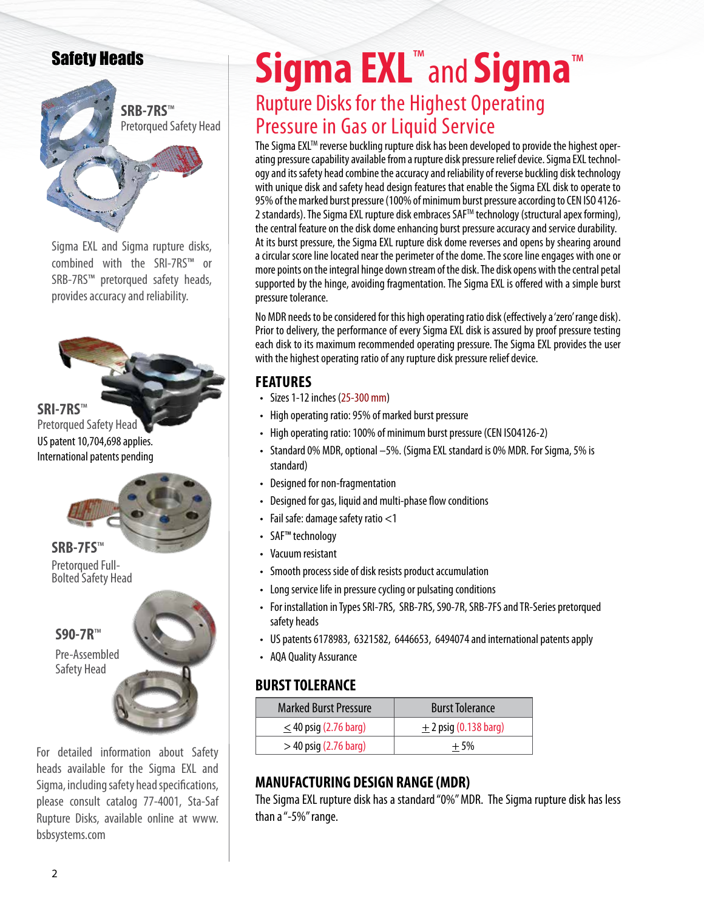# Sigma EXL™ and Sigma™

## Rupture Disks for the Highest Operating Pressure in Gas or Liquid Service

The Sigma EXL™ reverse buckling rupture disk has been developed to provide the highest operating pressure capability available from a rupture disk pressure relief device. Sigma EXL technology and its safety head combine the accuracy and reliability of reverse buckling disk technology with unique disk and safety head design features that enable the Sigma EXL disk to operate to 95% of the marked burst pressure (100% of minimum burst pressure according to CEN ISO 4126-2 standards). The Sigma EXL rupture disk embraces SAF™ technology (structural apex forming), the central feature on the disk dome enhancing burst pressure accuracy and service durability. At its burst pressure, the Sigma EXL rupture disk dome reverses and opens by shearing around a circular score line located near the perimeter of the dome. The score line engages with one or more points on the integral hinge down stream of the disk. The disk opens with the central petal supported by the hinge, avoiding fragmentation. The Sigma EXL is offered with a simple burst pressure tolerance.

No MDR needs to be considered for this high operating ratio disk (effectively a 'zero' range disk). Prior to delivery, the performance of every Sigma EXL disk is assured by proof pressure testing each disk to its maximum recommended operating pressure. The Sigma EXL provides the user with the highest operating ratio of any rupture disk pressure relief device.

### FEATURES

- Sizes 1-12 inches (25-300 mm)
- High operating ratio: 95% of marked burst pressure
- High operating ratio: 100% of minimum burst pressure (CEN ISO4126-2)
- Standard 0% MDR, optional –5%. (Sigma EXL standard is 0% MDR. For Sigma, 5% is standard)
- Designed for non-fragmentation
- Designed for gas, liquid and multi-phase flow conditions
- Fail safe: damage safety ratio <1
- SAF™ technology
- Vacuum resistant
- Smooth process side of disk resists product accumulation
- Long service life in pressure cycling or pulsating conditions
- For installation in Types SRI-7RS, SRB-7RS, S90-7R, SRB-7FS and TR-Series pretorqued safety heads
- US patents 6178983, 6321582, 6446653, 6494074 and international patents apply
- AQA Quality Assurance

### BURST TOLERANCE

| Marked Burst Pressure | Burst Tolerance |
|---|---|
| ≤ 40 psig (2.76 barg) | ± 2 psig (0.138 barg) |
| > 40 psig (2.76 barg) | ± 5% |

### MANUFACTURING DESIGN RANGE (MDR)

The Sigma EXL rupture disk has a standard "0%" MDR. The Sigma rupture disk has less than a "-5%" range.

## Safety Heads

**SRB-7RS™**
Pretorqued Safety Head

Sigma EXL and Sigma rupture disks, combined with the SRI-7RS™ or SRB-7RS™ pretorqued safety heads, provides accuracy and reliability.

**SRI-7RS™**
Pretorqued Safety Head
US patent 10,704,698 applies.
International patents pending

**SRB-7FS™**
Pretorqued Full-Bolted Safety Head

**S90-7R™**
Pre-Assembled Safety Head

For detailed information about Safety heads available for the Sigma EXL and Sigma, including safety head specifications, please consult catalog 77-4001, Sta-Saf Rupture Disks, available online at www.bsbsystems.com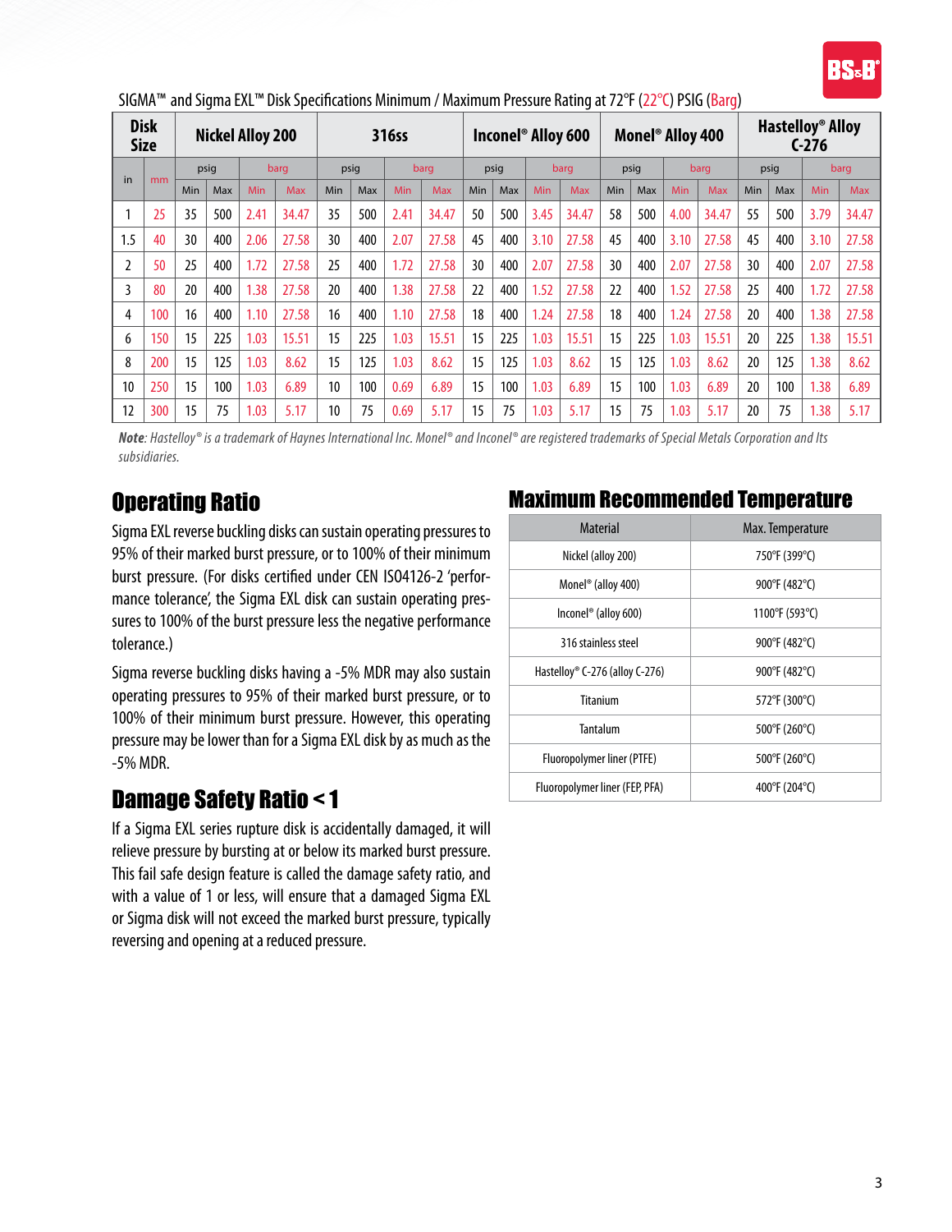SIGMA™ and Sigma EXL™ Disk Specifications Minimum / Maximum Pressure Rating at 72°F (22°C) PSIG (Barg)

| Disk Size | | Nickel Alloy 200 | | | | 316ss | | | | Inconel® Alloy 600 | | | | Monel® Alloy 400 | | | | Hastelloy® Alloy C-276 | | | |
|---|---|---|---|---|---|---|---|---|---|---|---|---|---|---|---|---|---|---|---|---|---|
| in | mm | psig | | barg | | psig | | barg | | psig | | barg | | psig | | barg | | psig | | barg | |
| | | Min | Max | Min | Max | Min | Max | Min | Max | Min | Max | Min | Max | Min | Max | Min | Max | Min | Max | Min | Max |
| 1 | 25 | 35 | 500 | 2.41 | 34.47 | 35 | 500 | 2.41 | 34.47 | 50 | 500 | 3.45 | 34.47 | 58 | 500 | 4.00 | 34.47 | 55 | 500 | 3.79 | 34.47 |
| 1.5 | 40 | 30 | 400 | 2.06 | 27.58 | 30 | 400 | 2.07 | 27.58 | 45 | 400 | 3.10 | 27.58 | 45 | 400 | 3.10 | 27.58 | 45 | 400 | 3.10 | 27.58 |
| 2 | 50 | 25 | 400 | 1.72 | 27.58 | 25 | 400 | 1.72 | 27.58 | 30 | 400 | 2.07 | 27.58 | 30 | 400 | 2.07 | 27.58 | 30 | 400 | 2.07 | 27.58 |
| 3 | 80 | 20 | 400 | 1.38 | 27.58 | 20 | 400 | 1.38 | 27.58 | 22 | 400 | 1.52 | 27.58 | 22 | 400 | 1.52 | 27.58 | 25 | 400 | 1.72 | 27.58 |
| 4 | 100 | 16 | 400 | 1.10 | 27.58 | 16 | 400 | 1.10 | 27.58 | 18 | 400 | 1.24 | 27.58 | 18 | 400 | 1.24 | 27.58 | 20 | 400 | 1.38 | 27.58 |
| 6 | 150 | 15 | 225 | 1.03 | 15.51 | 15 | 225 | 1.03 | 15.51 | 15 | 225 | 1.03 | 15.51 | 15 | 225 | 1.03 | 15.51 | 20 | 225 | 1.38 | 15.51 |
| 8 | 200 | 15 | 125 | 1.03 | 8.62 | 15 | 125 | 1.03 | 8.62 | 15 | 125 | 1.03 | 8.62 | 15 | 125 | 1.03 | 8.62 | 20 | 125 | 1.38 | 8.62 |
| 10 | 250 | 15 | 100 | 1.03 | 6.89 | 10 | 100 | 0.69 | 6.89 | 15 | 100 | 1.03 | 6.89 | 15 | 100 | 1.03 | 6.89 | 20 | 100 | 1.38 | 6.89 |
| 12 | 300 | 15 | 75 | 1.03 | 5.17 | 10 | 75 | 0.69 | 5.17 | 15 | 75 | 1.03 | 5.17 | 15 | 75 | 1.03 | 5.17 | 20 | 75 | 1.38 | 5.17 |

***Note**: Hastelloy® is a trademark of Haynes International Inc. Monel® and Inconel® are registered trademarks of Special Metals Corporation and Its subsidiaries.*

## Operating Ratio

Sigma EXL reverse buckling disks can sustain operating pressures to 95% of their marked burst pressure, or to 100% of their minimum burst pressure. (For disks certified under CEN ISO4126-2 'performance tolerance', the Sigma EXL disk can sustain operating pressures to 100% of the burst pressure less the negative performance tolerance.)

Sigma reverse buckling disks having a -5% MDR may also sustain operating pressures to 95% of their marked burst pressure, or to 100% of their minimum burst pressure. However, this operating pressure may be lower than for a Sigma EXL disk by as much as the -5% MDR.

## Damage Safety Ratio < 1

If a Sigma EXL series rupture disk is accidentally damaged, it will relieve pressure by bursting at or below its marked burst pressure. This fail safe design feature is called the damage safety ratio, and with a value of 1 or less, will ensure that a damaged Sigma EXL or Sigma disk will not exceed the marked burst pressure, typically reversing and opening at a reduced pressure.

## Maximum Recommended Temperature

| Material | Max. Temperature |
|---|---|
| Nickel (alloy 200) | 750°F (399°C) |
| Monel® (alloy 400) | 900°F (482°C) |
| Inconel® (alloy 600) | 1100°F (593°C) |
| 316 stainless steel | 900°F (482°C) |
| Hastelloy® C-276 (alloy C-276) | 900°F (482°C) |
| Titanium | 572°F (300°C) |
| Tantalum | 500°F (260°C) |
| Fluoropolymer liner (PTFE) | 500°F (260°C) |
| Fluoropolymer liner (FEP, PFA) | 400°F (204°C) |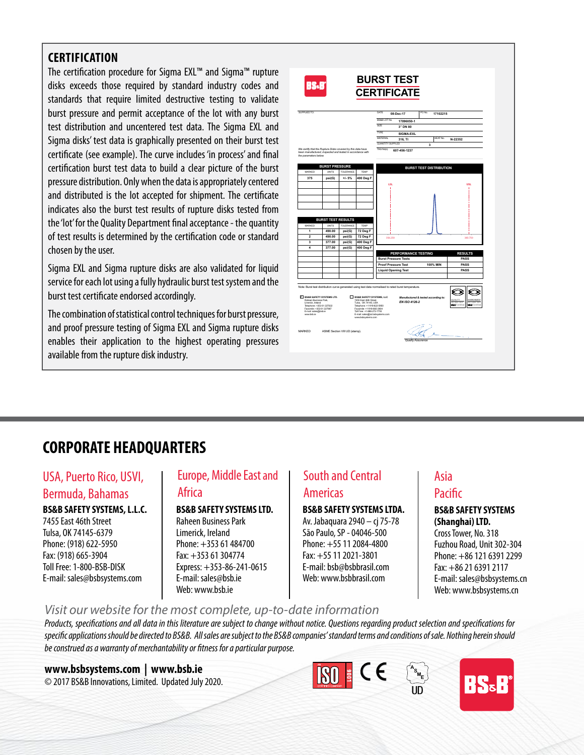## CERTIFICATION

The certification procedure for Sigma EXL™ and Sigma™ rupture disks exceeds those required by standard industry codes and standards that require limited destructive testing to validate burst pressure and permit acceptance of the lot with any burst test distribution and uncentered test data. The Sigma EXL and Sigma disks' test data is graphically presented on their burst test certificate (see example). The curve includes 'in process' and final certification burst test data to build a clear picture of the burst pressure distribution. Only when the data is appropriately centered and distributed is the lot accepted for shipment. The certificate indicates also the burst test results of rupture disks tested from the 'lot' for the Quality Department final acceptance - the quantity of test results is determined by the certification code or standard chosen by the user.

Sigma EXL and Sigma rupture disks are also validated for liquid service for each lot using a fully hydraulic burst test system and the burst test certificate endorsed accordingly.

The combination of statistical control techniques for burst pressure, and proof pressure testing of Sigma EXL and Sigma rupture disks enables their application to the highest operating pressures available from the rupture disk industry.

BS&B

**BURST TEST CERTIFICATE**

SUPPLIED TO:

| | |
|---|---|
| DATE | 08-Dec-17 |
| PO No. | 17102215 |
| BS&B LOT No. | 17096050-1 |
| SIZE | 3" DN 80 |
| TYPE | SIGMA-EXL |
| MATERIAL | 316, TI |
| HEAT No. | N-22352 |
| QUANTITY SUPPLIED | 3 |
| TAG No(s) | 607-456-1237 |

We certify that the Rupture Disks covered by this data have been manufactured, inspected and tested in accordance with the parameters below.

**BURST PRESSURE**

| MARKED | UNITS | TOLERANCE | TEMP |
|---|---|---|---|
| 375 | psi(G) | +/- 5% | 400 Deg F |

**BURST TEST RESULTS**

| MARKED | UNITS | TOLERANCE | TEMP |
|---|---|---|---|
| 1 | 490.00 | psi(G) | 72 Deg F |
| 2 | 490.00 | psi(G) | 72 Deg F |
| 3 | 377.00 | psi(G) | 400 Deg F |
| 4 | 377.00 | psi(G) | 400 Deg F |

**BURST TEST DISTRIBUTION**

LSL

USL

356.250

393.750

| PERFORMANCE TESTING | | RESULTS |
|---|---|---|
| Burst Pressure Tests | | PASS |
| Proof Pressure Test | 100% MIN | PASS |
| Liquid Opening Test | | PASS |

Note: Burst test distribution curve generated using test data normalised to rated burst temperature.

BS&B SAFETY SYSTEMS LTD. Raheen Business Park, Limerick, Ireland

BS&B SAFETY SYSTEMS, LLC 7455 East 46th Street, Tulsa, OK 74145, USA

*Manufactured & tested according to: EN ISO 4126-2*

MARKED ASME Section VIII UD (stamp).

Quality Assurance

## CORPORATE HEADQUARTERS

**USA, Puerto Rico, USVI, Bermuda, Bahamas**

**BS&B SAFETY SYSTEMS, L.L.C.**
7455 East 46th Street
Tulsa, OK 74145-6379
Phone: (918) 622-5950
Fax: (918) 665-3904
Toll Free: 1-800-BSB-DISK
E-mail: sales@bsbsystems.com

**Europe, Middle East and Africa**

**BS&B SAFETY SYSTEMS LTD.**
Raheen Business Park
Limerick, Ireland
Phone: +353 61 484700
Fax: +353 61 304774
Express: +353-86-241-0615
E-mail: sales@bsb.ie
Web: www.bsb.ie

**South and Central Americas**

**BS&B SAFETY SYSTEMS LTDA.**
Av. Jabaquara 2940 – cj 75-78
São Paulo, SP - 04046-500
Phone: +55 11 2084-4800
Fax: +55 11 2021-3801
E-mail: bsb@bsbbrasil.com
Web: www.bsbbrasil.com

**Asia Pacific**

**BS&B SAFETY SYSTEMS (Shanghai) LTD.**
Cross Tower, No. 318
Fuzhou Road, Unit 302-304
Phone: +86 121 6391 2299
Fax: +86 21 6391 2117
E-mail: sales@bsbsystems.cn
Web: www.bsbsystems.cn

*Visit our website for the most complete, up-to-date information*

*Products, specifications and all data in this literature are subject to change without notice. Questions regarding product selection and specifications for specific applications should be directed to BS&B. All sales are subject to the BS&B companies' standard terms and conditions of sale. Nothing herein should be construed as a warranty of merchantability or fitness for a particular purpose.*

**www.bsbsystems.com | www.bsb.ie**
© 2017 BS&B Innovations, Limited. Updated July 2020.

ISO 9001 CE ASME UD BS&B